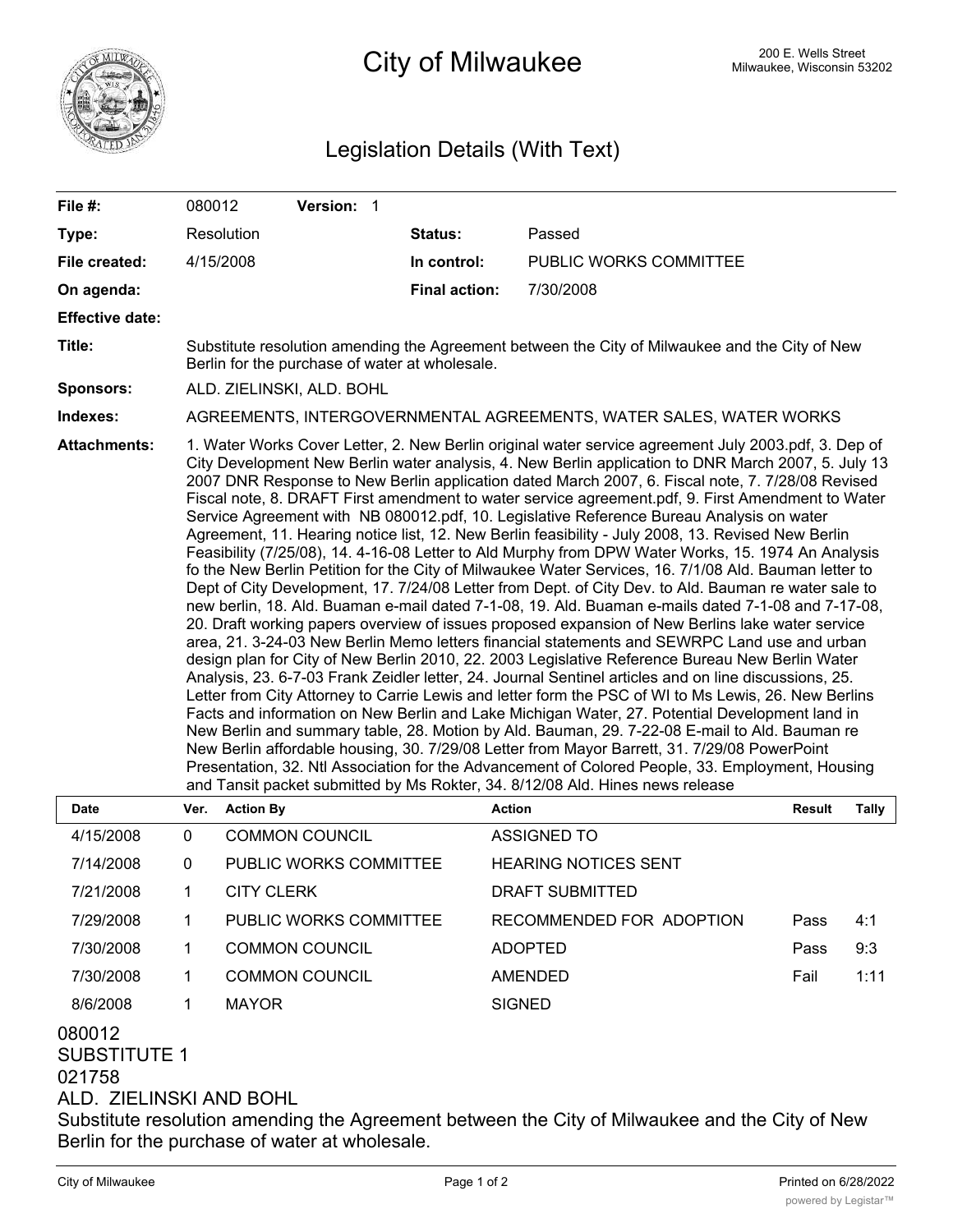# City of Milwaukee

200 E. Wells Street
Milwaukee, Wisconsin 53202

## Legislation Details (With Text)

| | | | |
|---|---|---|---|
| **File #:** | 080012 **Version:** 1 | | |
| **Type:** | Resolution | **Status:** | Passed |
| **File created:** | 4/15/2008 | **In control:** | PUBLIC WORKS COMMITTEE |
| **On agenda:** | | **Final action:** | 7/30/2008 |
| **Effective date:** | | | |

**Title:** Substitute resolution amending the Agreement between the City of Milwaukee and the City of New Berlin for the purchase of water at wholesale.

**Sponsors:** ALD. ZIELINSKI, ALD. BOHL

**Indexes:** AGREEMENTS, INTERGOVERNMENTAL AGREEMENTS, WATER SALES, WATER WORKS

**Attachments:** 1. Water Works Cover Letter, 2. New Berlin original water service agreement July 2003.pdf, 3. Dep of City Development New Berlin water analysis, 4. New Berlin application to DNR March 2007, 5. July 13 2007 DNR Response to New Berlin application dated March 2007, 6. Fiscal note, 7. 7/28/08 Revised Fiscal note, 8. DRAFT First amendment to water service agreement.pdf, 9. First Amendment to Water Service Agreement with NB 080012.pdf, 10. Legislative Reference Bureau Analysis on water Agreement, 11. Hearing notice list, 12. New Berlin feasibility - July 2008, 13. Revised New Berlin Feasibility (7/25/08), 14. 4-16-08 Letter to Ald Murphy from DPW Water Works, 15. 1974 An Analysis fo the New Berlin Petition for the City of Milwaukee Water Services, 16. 7/1/08 Ald. Bauman letter to Dept of City Development, 17. 7/24/08 Letter from Dept. of City Dev. to Ald. Bauman re water sale to new berlin, 18. Ald. Buaman e-mail dated 7-1-08, 19. Ald. Buaman e-mails dated 7-1-08 and 7-17-08, 20. Draft working papers overview of issues proposed expansion of New Berlins lake water service area, 21. 3-24-03 New Berlin Memo letters financial statements and SEWRPC Land use and urban design plan for City of New Berlin 2010, 22. 2003 Legislative Reference Bureau New Berlin Water Analysis, 23. 6-7-03 Frank Zeidler letter, 24. Journal Sentinel articles and on line discussions, 25. Letter from City Attorney to Carrie Lewis and letter form the PSC of WI to Ms Lewis, 26. New Berlins Facts and information on New Berlin and Lake Michigan Water, 27. Potential Development land in New Berlin and summary table, 28. Motion by Ald. Bauman, 29. 7-22-08 E-mail to Ald. Bauman re New Berlin affordable housing, 30. 7/29/08 Letter from Mayor Barrett, 31. 7/29/08 PowerPoint Presentation, 32. Ntl Association for the Advancement of Colored People, 33. Employment, Housing and Tansit packet submitted by Ms Rokter, 34. 8/12/08 Ald. Hines news release

| Date | Ver. | Action By | Action | Result | Tally |
|---|---|---|---|---|---|
| 4/15/2008 | 0 | COMMON COUNCIL | ASSIGNED TO | | |
| 7/14/2008 | 0 | PUBLIC WORKS COMMITTEE | HEARING NOTICES SENT | | |
| 7/21/2008 | 1 | CITY CLERK | DRAFT SUBMITTED | | |
| 7/29/2008 | 1 | PUBLIC WORKS COMMITTEE | RECOMMENDED FOR ADOPTION | Pass | 4:1 |
| 7/30/2008 | 1 | COMMON COUNCIL | ADOPTED | Pass | 9:3 |
| 7/30/2008 | 1 | COMMON COUNCIL | AMENDED | Fail | 1:11 |
| 8/6/2008 | 1 | MAYOR | SIGNED | | |

080012
SUBSTITUTE 1
021758
ALD. ZIELINSKI AND BOHL
Substitute resolution amending the Agreement between the City of Milwaukee and the City of New Berlin for the purchase of water at wholesale.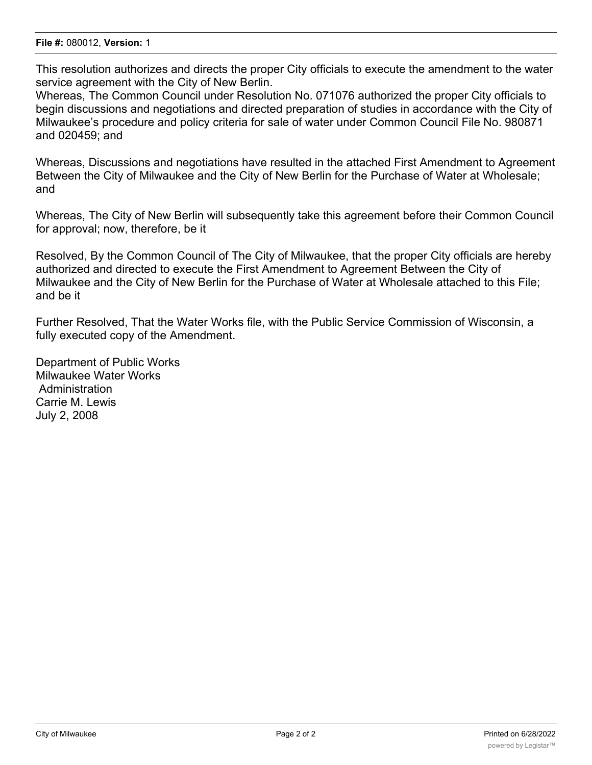This resolution authorizes and directs the proper City officials to execute the amendment to the water service agreement with the City of New Berlin.

Whereas, The Common Council under Resolution No. 071076 authorized the proper City officials to begin discussions and negotiations and directed preparation of studies in accordance with the City of Milwaukee's procedure and policy criteria for sale of water under Common Council File No. 980871 and 020459; and

Whereas, Discussions and negotiations have resulted in the attached First Amendment to Agreement Between the City of Milwaukee and the City of New Berlin for the Purchase of Water at Wholesale; and

Whereas, The City of New Berlin will subsequently take this agreement before their Common Council for approval; now, therefore, be it

Resolved, By the Common Council of The City of Milwaukee, that the proper City officials are hereby authorized and directed to execute the First Amendment to Agreement Between the City of Milwaukee and the City of New Berlin for the Purchase of Water at Wholesale attached to this File; and be it

Further Resolved, That the Water Works file, with the Public Service Commission of Wisconsin, a fully executed copy of the Amendment.

Department of Public Works
Milwaukee Water Works
Administration
Carrie M. Lewis
July 2, 2008